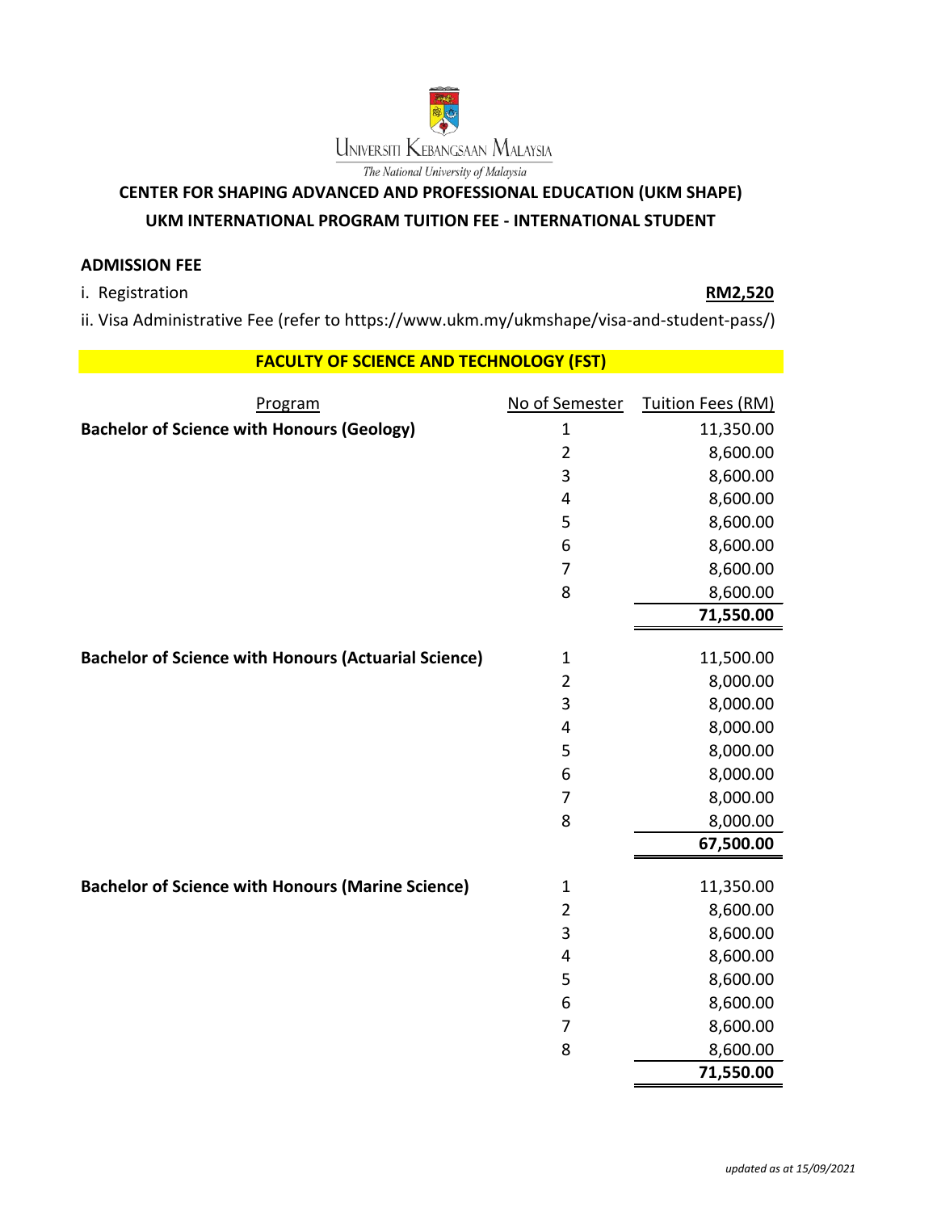Universiti Kebangsaan Malaysia

*The National University of Malaysia*

## CENTER FOR SHAPING ADVANCED AND PROFESSIONAL EDUCATION (UKM SHAPE)

## UKM INTERNATIONAL PROGRAM TUITION FEE - INTERNATIONAL STUDENT

**ADMISSION FEE**

i. Registration **RM2,520**

ii. Visa Administrative Fee (refer to https://www.ukm.my/ukmshape/visa-and-student-pass/)

### FACULTY OF SCIENCE AND TECHNOLOGY (FST)

| Program | No of Semester | Tuition Fees (RM) |
|---|---|---|
| **Bachelor of Science with Honours (Geology)** | 1 | 11,350.00 |
| | 2 | 8,600.00 |
| | 3 | 8,600.00 |
| | 4 | 8,600.00 |
| | 5 | 8,600.00 |
| | 6 | 8,600.00 |
| | 7 | 8,600.00 |
| | 8 | 8,600.00 |
| | | **71,550.00** |
| **Bachelor of Science with Honours (Actuarial Science)** | 1 | 11,500.00 |
| | 2 | 8,000.00 |
| | 3 | 8,000.00 |
| | 4 | 8,000.00 |
| | 5 | 8,000.00 |
| | 6 | 8,000.00 |
| | 7 | 8,000.00 |
| | 8 | 8,000.00 |
| | | **67,500.00** |
| **Bachelor of Science with Honours (Marine Science)** | 1 | 11,350.00 |
| | 2 | 8,600.00 |
| | 3 | 8,600.00 |
| | 4 | 8,600.00 |
| | 5 | 8,600.00 |
| | 6 | 8,600.00 |
| | 7 | 8,600.00 |
| | 8 | 8,600.00 |
| | | **71,550.00** |

*updated as at 15/09/2021*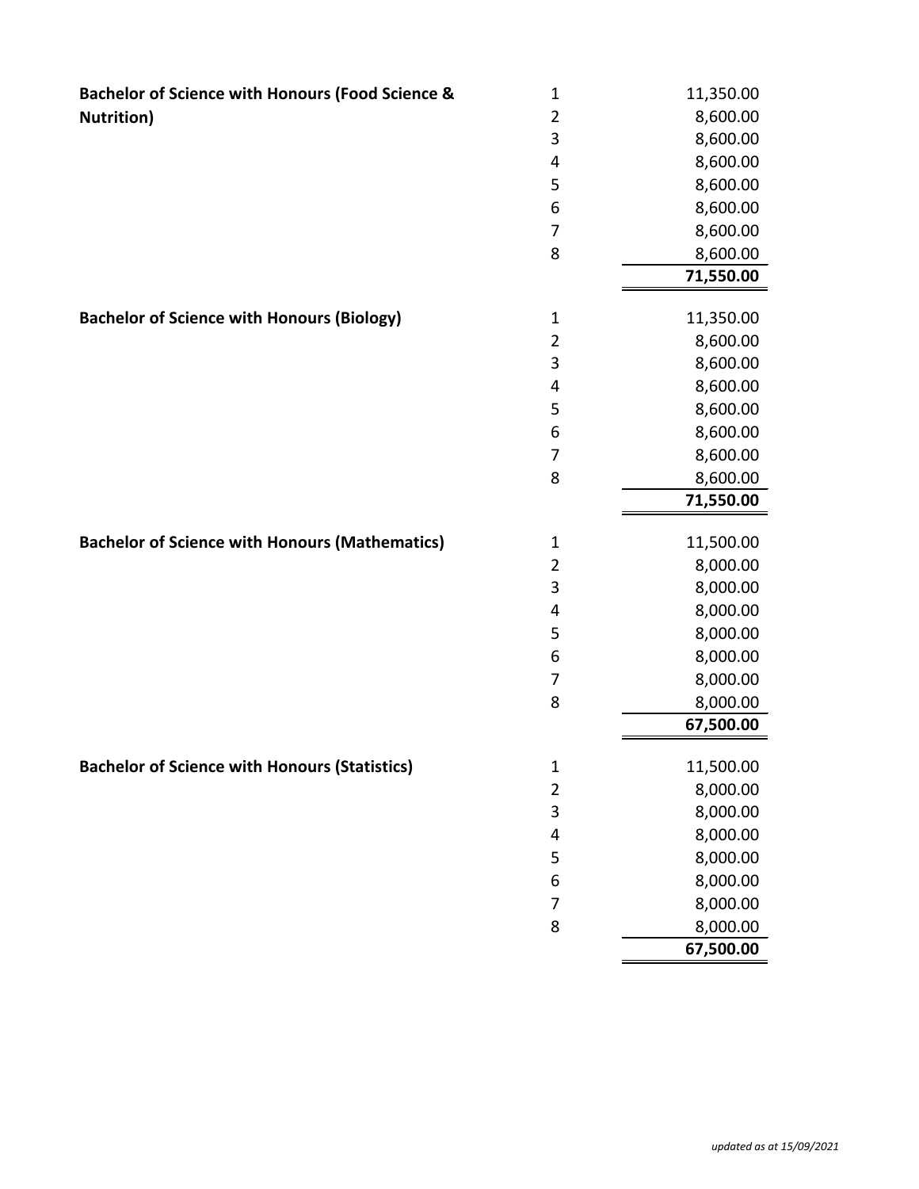| Programme | Semester | Fee |
|---|---|---|
| **Bachelor of Science with Honours (Food Science & Nutrition)** | 1 | 11,350.00 |
| | 2 | 8,600.00 |
| | 3 | 8,600.00 |
| | 4 | 8,600.00 |
| | 5 | 8,600.00 |
| | 6 | 8,600.00 |
| | 7 | 8,600.00 |
| | 8 | 8,600.00 |
| | | **71,550.00** |
| **Bachelor of Science with Honours (Biology)** | 1 | 11,350.00 |
| | 2 | 8,600.00 |
| | 3 | 8,600.00 |
| | 4 | 8,600.00 |
| | 5 | 8,600.00 |
| | 6 | 8,600.00 |
| | 7 | 8,600.00 |
| | 8 | 8,600.00 |
| | | **71,550.00** |
| **Bachelor of Science with Honours (Mathematics)** | 1 | 11,500.00 |
| | 2 | 8,000.00 |
| | 3 | 8,000.00 |
| | 4 | 8,000.00 |
| | 5 | 8,000.00 |
| | 6 | 8,000.00 |
| | 7 | 8,000.00 |
| | 8 | 8,000.00 |
| | | **67,500.00** |
| **Bachelor of Science with Honours (Statistics)** | 1 | 11,500.00 |
| | 2 | 8,000.00 |
| | 3 | 8,000.00 |
| | 4 | 8,000.00 |
| | 5 | 8,000.00 |
| | 6 | 8,000.00 |
| | 7 | 8,000.00 |
| | 8 | 8,000.00 |
| | | **67,500.00** |

*updated as at 15/09/2021*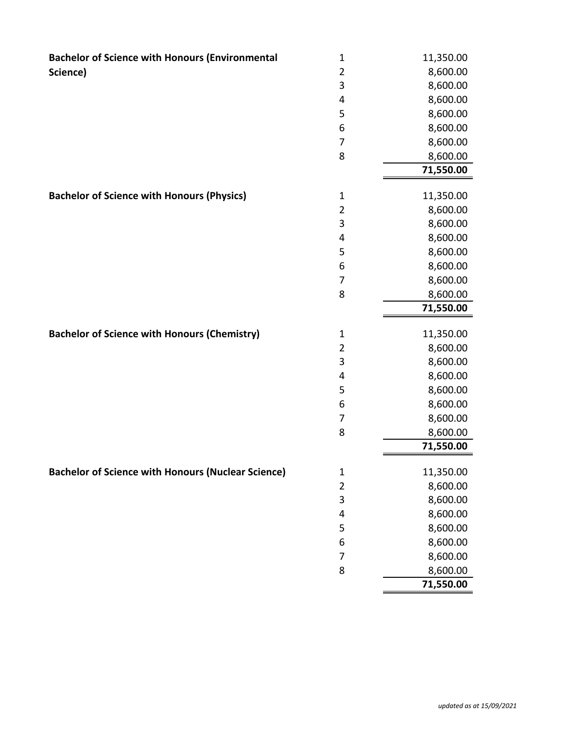| Programme | Semester | Fee |
|---|---|---|
| **Bachelor of Science with Honours (Environmental Science)** | 1 | 11,350.00 |
| | 2 | 8,600.00 |
| | 3 | 8,600.00 |
| | 4 | 8,600.00 |
| | 5 | 8,600.00 |
| | 6 | 8,600.00 |
| | 7 | 8,600.00 |
| | 8 | 8,600.00 |
| | | **71,550.00** |
| **Bachelor of Science with Honours (Physics)** | 1 | 11,350.00 |
| | 2 | 8,600.00 |
| | 3 | 8,600.00 |
| | 4 | 8,600.00 |
| | 5 | 8,600.00 |
| | 6 | 8,600.00 |
| | 7 | 8,600.00 |
| | 8 | 8,600.00 |
| | | **71,550.00** |
| **Bachelor of Science with Honours (Chemistry)** | 1 | 11,350.00 |
| | 2 | 8,600.00 |
| | 3 | 8,600.00 |
| | 4 | 8,600.00 |
| | 5 | 8,600.00 |
| | 6 | 8,600.00 |
| | 7 | 8,600.00 |
| | 8 | 8,600.00 |
| | | **71,550.00** |
| **Bachelor of Science with Honours (Nuclear Science)** | 1 | 11,350.00 |
| | 2 | 8,600.00 |
| | 3 | 8,600.00 |
| | 4 | 8,600.00 |
| | 5 | 8,600.00 |
| | 6 | 8,600.00 |
| | 7 | 8,600.00 |
| | 8 | 8,600.00 |
| | | **71,550.00** |

*updated as at 15/09/2021*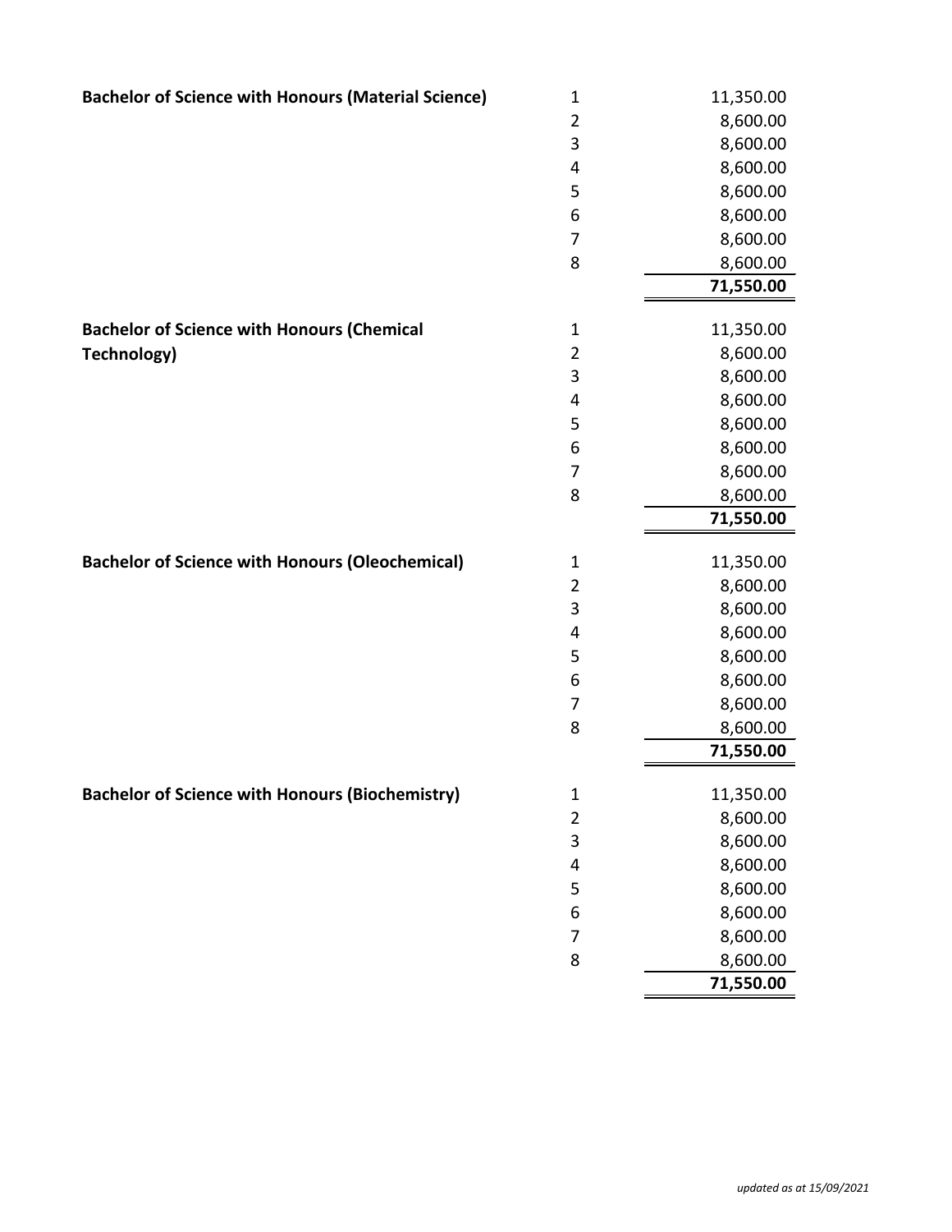| Programme | Semester | Fee |
|---|---|---|
| **Bachelor of Science with Honours (Material Science)** | 1 | 11,350.00 |
| | 2 | 8,600.00 |
| | 3 | 8,600.00 |
| | 4 | 8,600.00 |
| | 5 | 8,600.00 |
| | 6 | 8,600.00 |
| | 7 | 8,600.00 |
| | 8 | 8,600.00 |
| | | **71,550.00** |
| **Bachelor of Science with Honours (Chemical Technology)** | 1 | 11,350.00 |
| | 2 | 8,600.00 |
| | 3 | 8,600.00 |
| | 4 | 8,600.00 |
| | 5 | 8,600.00 |
| | 6 | 8,600.00 |
| | 7 | 8,600.00 |
| | 8 | 8,600.00 |
| | | **71,550.00** |
| **Bachelor of Science with Honours (Oleochemical)** | 1 | 11,350.00 |
| | 2 | 8,600.00 |
| | 3 | 8,600.00 |
| | 4 | 8,600.00 |
| | 5 | 8,600.00 |
| | 6 | 8,600.00 |
| | 7 | 8,600.00 |
| | 8 | 8,600.00 |
| | | **71,550.00** |
| **Bachelor of Science with Honours (Biochemistry)** | 1 | 11,350.00 |
| | 2 | 8,600.00 |
| | 3 | 8,600.00 |
| | 4 | 8,600.00 |
| | 5 | 8,600.00 |
| | 6 | 8,600.00 |
| | 7 | 8,600.00 |
| | 8 | 8,600.00 |
| | | **71,550.00** |

*updated as at 15/09/2021*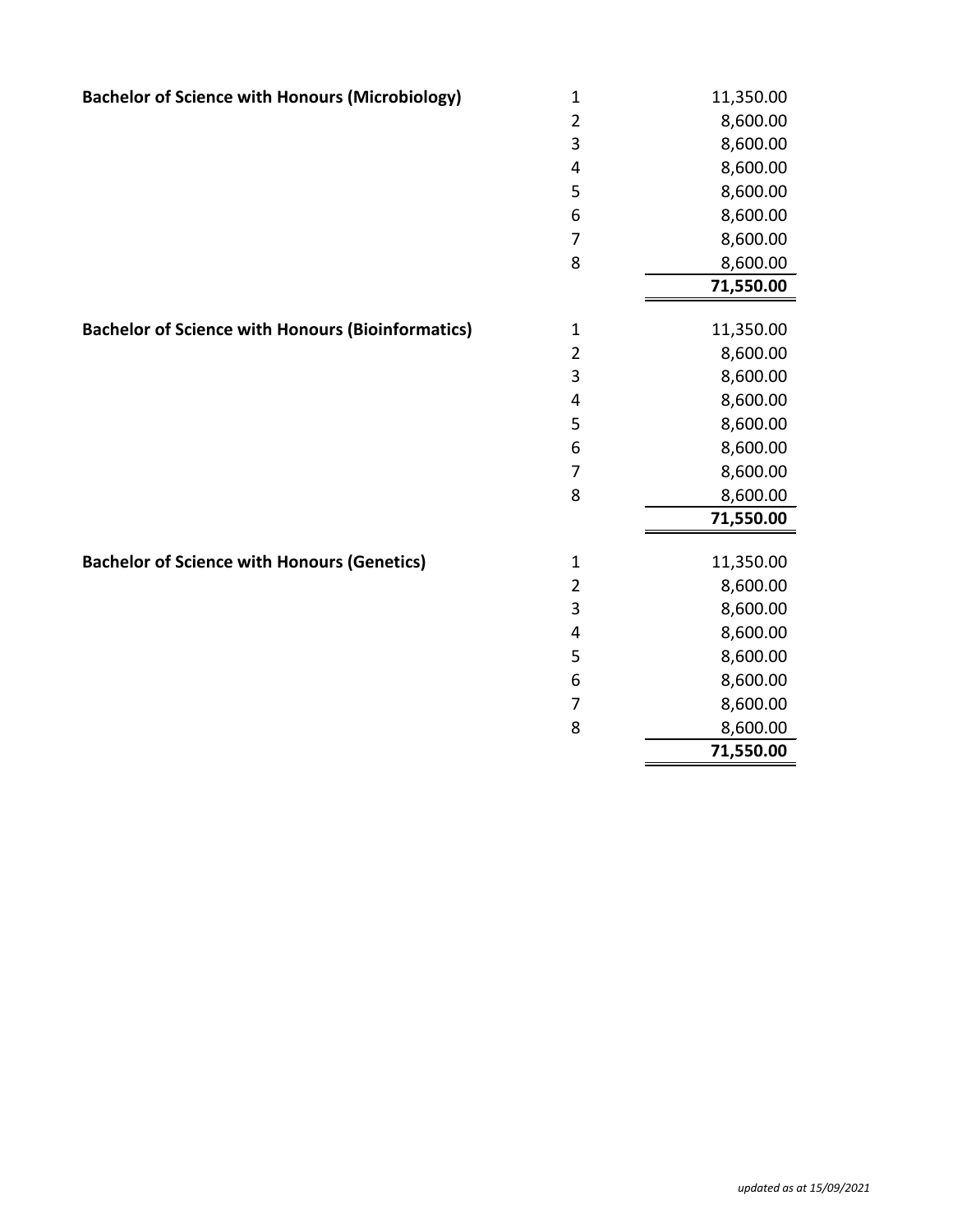| Programme | Semester | Fee |
|---|---|---|
| **Bachelor of Science with Honours (Microbiology)** | 1 | 11,350.00 |
| | 2 | 8,600.00 |
| | 3 | 8,600.00 |
| | 4 | 8,600.00 |
| | 5 | 8,600.00 |
| | 6 | 8,600.00 |
| | 7 | 8,600.00 |
| | 8 | 8,600.00 |
| | | **71,550.00** |
| **Bachelor of Science with Honours (Bioinformatics)** | 1 | 11,350.00 |
| | 2 | 8,600.00 |
| | 3 | 8,600.00 |
| | 4 | 8,600.00 |
| | 5 | 8,600.00 |
| | 6 | 8,600.00 |
| | 7 | 8,600.00 |
| | 8 | 8,600.00 |
| | | **71,550.00** |
| **Bachelor of Science with Honours (Genetics)** | 1 | 11,350.00 |
| | 2 | 8,600.00 |
| | 3 | 8,600.00 |
| | 4 | 8,600.00 |
| | 5 | 8,600.00 |
| | 6 | 8,600.00 |
| | 7 | 8,600.00 |
| | 8 | 8,600.00 |
| | | **71,550.00** |

*updated as at 15/09/2021*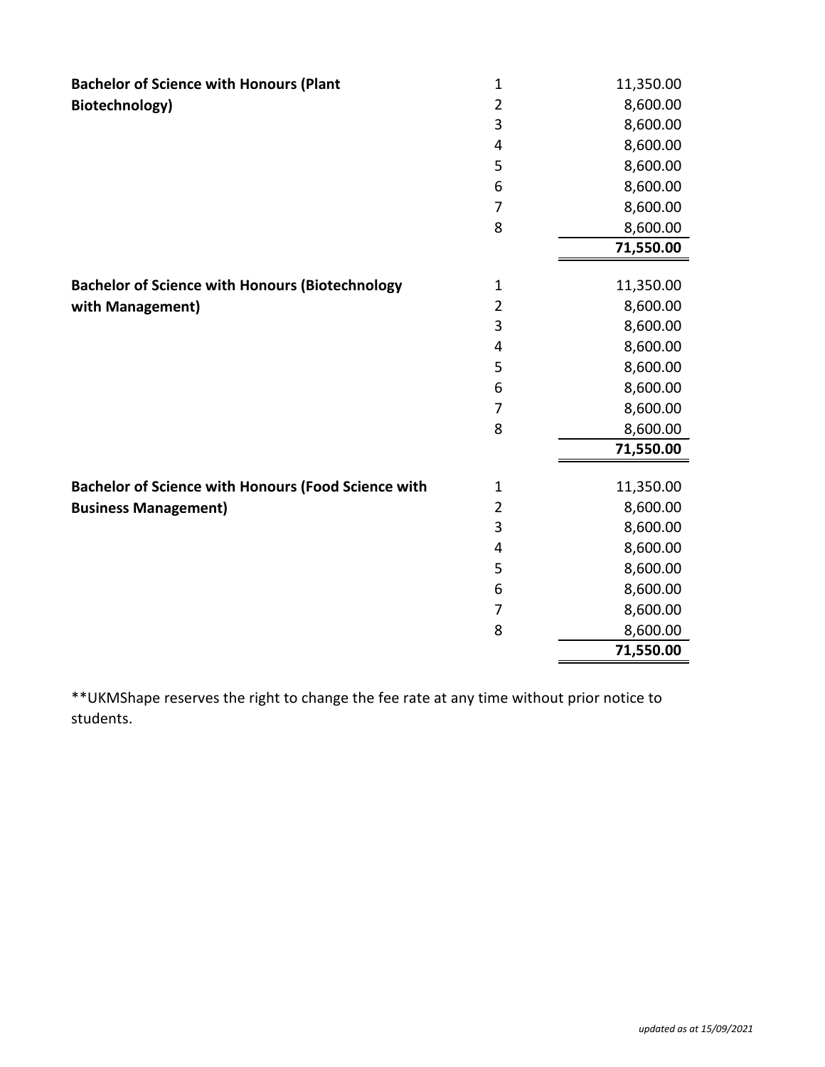| | | |
|---|---|---|
| **Bachelor of Science with Honours (Plant Biotechnology)** | 1 | 11,350.00 |
| | 2 | 8,600.00 |
| | 3 | 8,600.00 |
| | 4 | 8,600.00 |
| | 5 | 8,600.00 |
| | 6 | 8,600.00 |
| | 7 | 8,600.00 |
| | 8 | 8,600.00 |
| | | **71,550.00** |
| **Bachelor of Science with Honours (Biotechnology with Management)** | 1 | 11,350.00 |
| | 2 | 8,600.00 |
| | 3 | 8,600.00 |
| | 4 | 8,600.00 |
| | 5 | 8,600.00 |
| | 6 | 8,600.00 |
| | 7 | 8,600.00 |
| | 8 | 8,600.00 |
| | | **71,550.00** |
| **Bachelor of Science with Honours (Food Science with Business Management)** | 1 | 11,350.00 |
| | 2 | 8,600.00 |
| | 3 | 8,600.00 |
| | 4 | 8,600.00 |
| | 5 | 8,600.00 |
| | 6 | 8,600.00 |
| | 7 | 8,600.00 |
| | 8 | 8,600.00 |
| | | **71,550.00** |

**UKMShape reserves the right to change the fee rate at any time without prior notice to students.

*updated as at 15/09/2021*